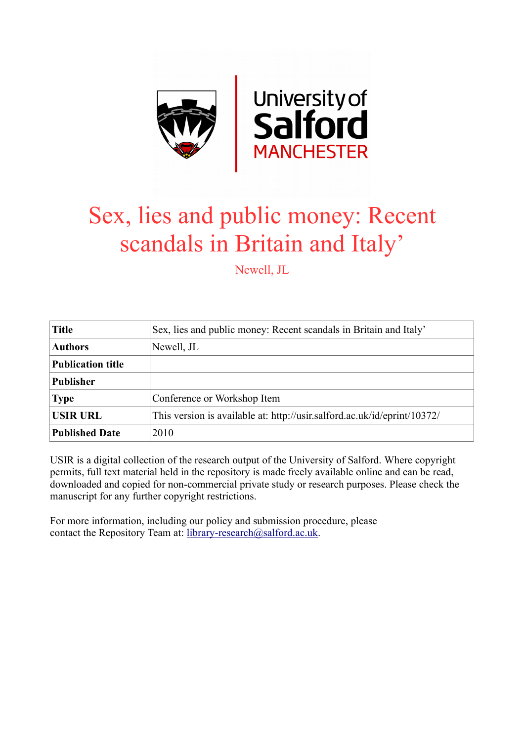# Sex, lies and public money: Recent scandals in Britain and Italy’

Newell, JL

| Title | Sex, lies and public money: Recent scandals in Britain and Italy’ |
|---|---|
| Authors | Newell, JL |
| Publication title | |
| Publisher | |
| Type | Conference or Workshop Item |
| USIR URL | This version is available at: http://usir.salford.ac.uk/id/eprint/10372/ |
| Published Date | 2010 |

USIR is a digital collection of the research output of the University of Salford. Where copyright permits, full text material held in the repository is made freely available online and can be read, downloaded and copied for non-commercial private study or research purposes. Please check the manuscript for any further copyright restrictions.

For more information, including our policy and submission procedure, please contact the Repository Team at: library-research@salford.ac.uk.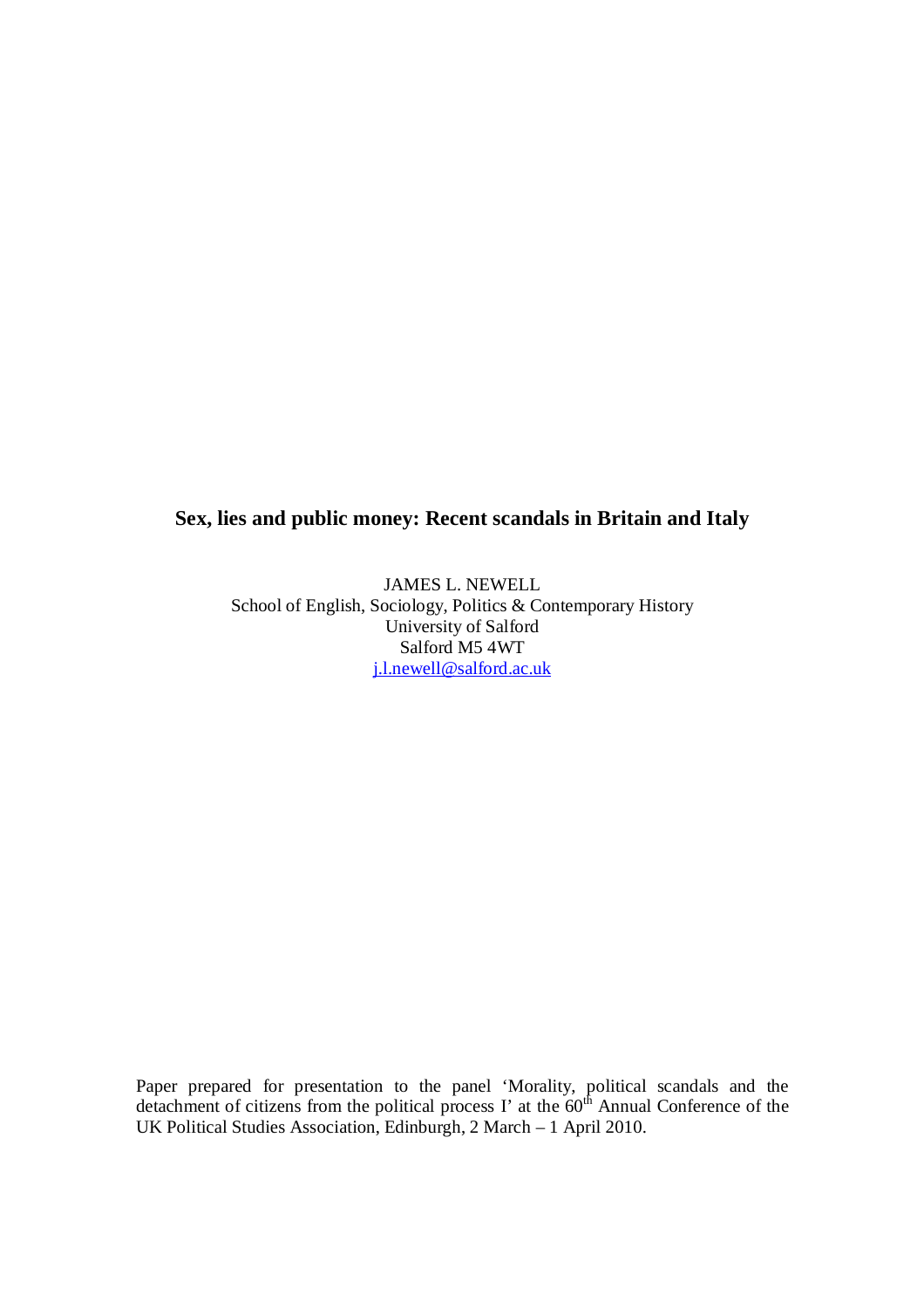# Sex, lies and public money: Recent scandals in Britain and Italy

JAMES L. NEWELL  
School of English, Sociology, Politics & Contemporary History  
University of Salford  
Salford M5 4WT  
j.l.newell@salford.ac.uk

Paper prepared for presentation to the panel 'Morality, political scandals and the detachment of citizens from the political process I' at the 60th Annual Conference of the UK Political Studies Association, Edinburgh, 2 March – 1 April 2010.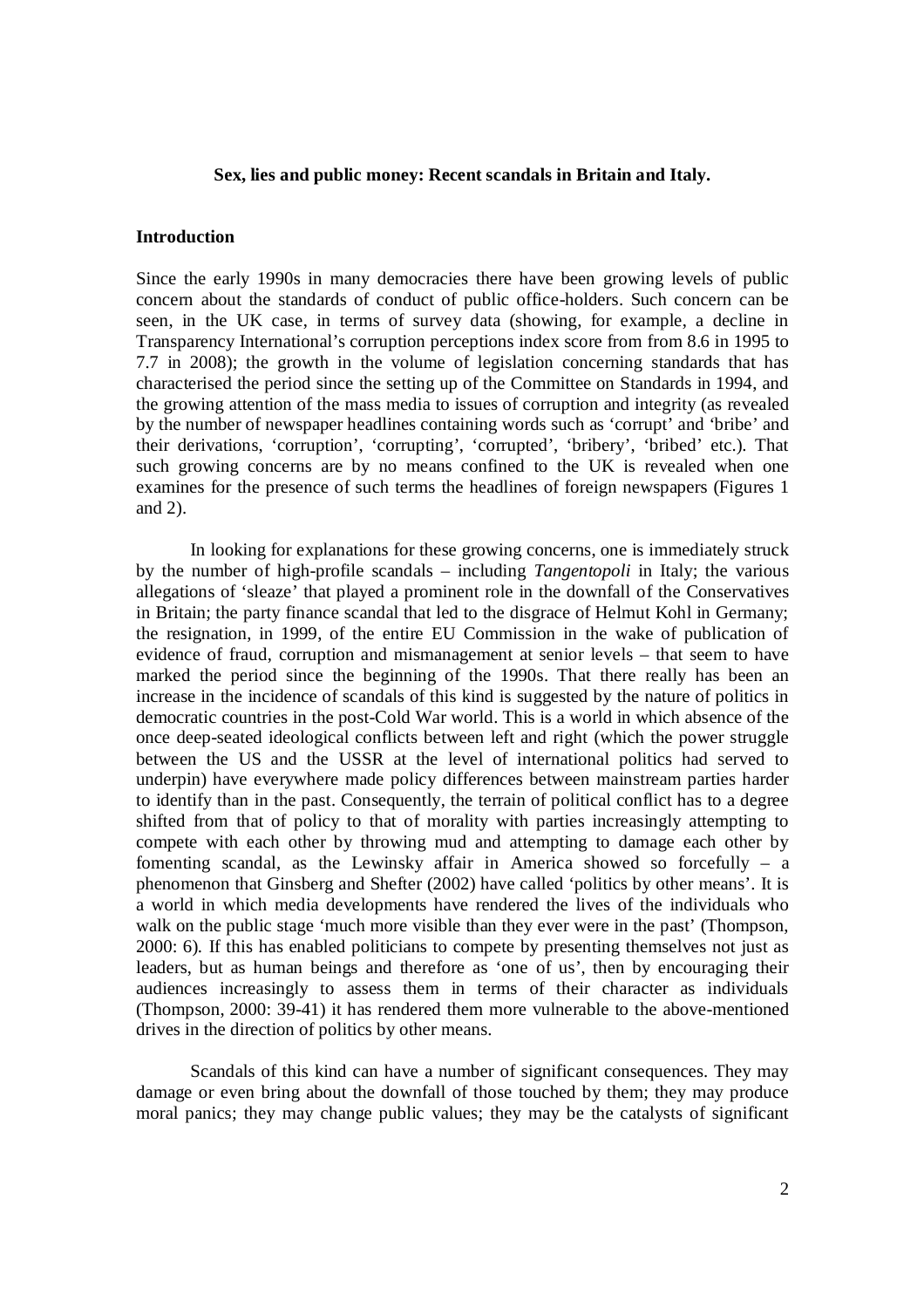**Sex, lies and public money: Recent scandals in Britain and Italy.**

## Introduction

Since the early 1990s in many democracies there have been growing levels of public concern about the standards of conduct of public office-holders. Such concern can be seen, in the UK case, in terms of survey data (showing, for example, a decline in Transparency International's corruption perceptions index score from from 8.6 in 1995 to 7.7 in 2008); the growth in the volume of legislation concerning standards that has characterised the period since the setting up of the Committee on Standards in 1994, and the growing attention of the mass media to issues of corruption and integrity (as revealed by the number of newspaper headlines containing words such as 'corrupt' and 'bribe' and their derivations, 'corruption', 'corrupting', 'corrupted', 'bribery', 'bribed' etc.). That such growing concerns are by no means confined to the UK is revealed when one examines for the presence of such terms the headlines of foreign newspapers (Figures 1 and 2).

In looking for explanations for these growing concerns, one is immediately struck by the number of high-profile scandals – including *Tangentopoli* in Italy; the various allegations of 'sleaze' that played a prominent role in the downfall of the Conservatives in Britain; the party finance scandal that led to the disgrace of Helmut Kohl in Germany; the resignation, in 1999, of the entire EU Commission in the wake of publication of evidence of fraud, corruption and mismanagement at senior levels – that seem to have marked the period since the beginning of the 1990s. That there really has been an increase in the incidence of scandals of this kind is suggested by the nature of politics in democratic countries in the post-Cold War world. This is a world in which absence of the once deep-seated ideological conflicts between left and right (which the power struggle between the US and the USSR at the level of international politics had served to underpin) have everywhere made policy differences between mainstream parties harder to identify than in the past. Consequently, the terrain of political conflict has to a degree shifted from that of policy to that of morality with parties increasingly attempting to compete with each other by throwing mud and attempting to damage each other by fomenting scandal, as the Lewinsky affair in America showed so forcefully – a phenomenon that Ginsberg and Shefter (2002) have called 'politics by other means'. It is a world in which media developments have rendered the lives of the individuals who walk on the public stage 'much more visible than they ever were in the past' (Thompson, 2000: 6). If this has enabled politicians to compete by presenting themselves not just as leaders, but as human beings and therefore as 'one of us', then by encouraging their audiences increasingly to assess them in terms of their character as individuals (Thompson, 2000: 39-41) it has rendered them more vulnerable to the above-mentioned drives in the direction of politics by other means.

Scandals of this kind can have a number of significant consequences. They may damage or even bring about the downfall of those touched by them; they may produce moral panics; they may change public values; they may be the catalysts of significant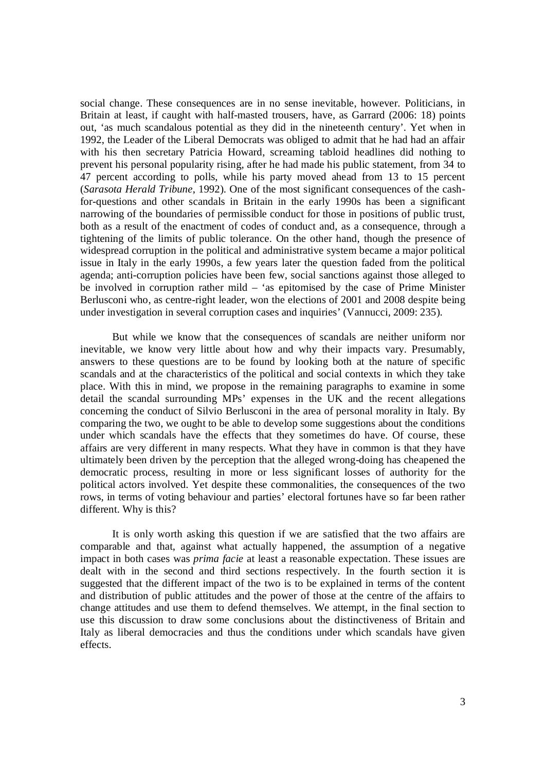social change. These consequences are in no sense inevitable, however. Politicians, in Britain at least, if caught with half-masted trousers, have, as Garrard (2006: 18) points out, 'as much scandalous potential as they did in the nineteenth century'. Yet when in 1992, the Leader of the Liberal Democrats was obliged to admit that he had had an affair with his then secretary Patricia Howard, screaming tabloid headlines did nothing to prevent his personal popularity rising, after he had made his public statement, from 34 to 47 percent according to polls, while his party moved ahead from 13 to 15 percent (*Sarasota Herald Tribune*, 1992). One of the most significant consequences of the cash-for-questions and other scandals in Britain in the early 1990s has been a significant narrowing of the boundaries of permissible conduct for those in positions of public trust, both as a result of the enactment of codes of conduct and, as a consequence, through a tightening of the limits of public tolerance. On the other hand, though the presence of widespread corruption in the political and administrative system became a major political issue in Italy in the early 1990s, a few years later the question faded from the political agenda; anti-corruption policies have been few, social sanctions against those alleged to be involved in corruption rather mild – 'as epitomised by the case of Prime Minister Berlusconi who, as centre-right leader, won the elections of 2001 and 2008 despite being under investigation in several corruption cases and inquiries' (Vannucci, 2009: 235).

But while we know that the consequences of scandals are neither uniform nor inevitable, we know very little about how and why their impacts vary. Presumably, answers to these questions are to be found by looking both at the nature of specific scandals and at the characteristics of the political and social contexts in which they take place. With this in mind, we propose in the remaining paragraphs to examine in some detail the scandal surrounding MPs' expenses in the UK and the recent allegations concerning the conduct of Silvio Berlusconi in the area of personal morality in Italy. By comparing the two, we ought to be able to develop some suggestions about the conditions under which scandals have the effects that they sometimes do have. Of course, these affairs are very different in many respects. What they have in common is that they have ultimately been driven by the perception that the alleged wrong-doing has cheapened the democratic process, resulting in more or less significant losses of authority for the political actors involved. Yet despite these commonalities, the consequences of the two rows, in terms of voting behaviour and parties' electoral fortunes have so far been rather different. Why is this?

It is only worth asking this question if we are satisfied that the two affairs are comparable and that, against what actually happened, the assumption of a negative impact in both cases was *prima facie* at least a reasonable expectation. These issues are dealt with in the second and third sections respectively. In the fourth section it is suggested that the different impact of the two is to be explained in terms of the content and distribution of public attitudes and the power of those at the centre of the affairs to change attitudes and use them to defend themselves. We attempt, in the final section to use this discussion to draw some conclusions about the distinctiveness of Britain and Italy as liberal democracies and thus the conditions under which scandals have given effects.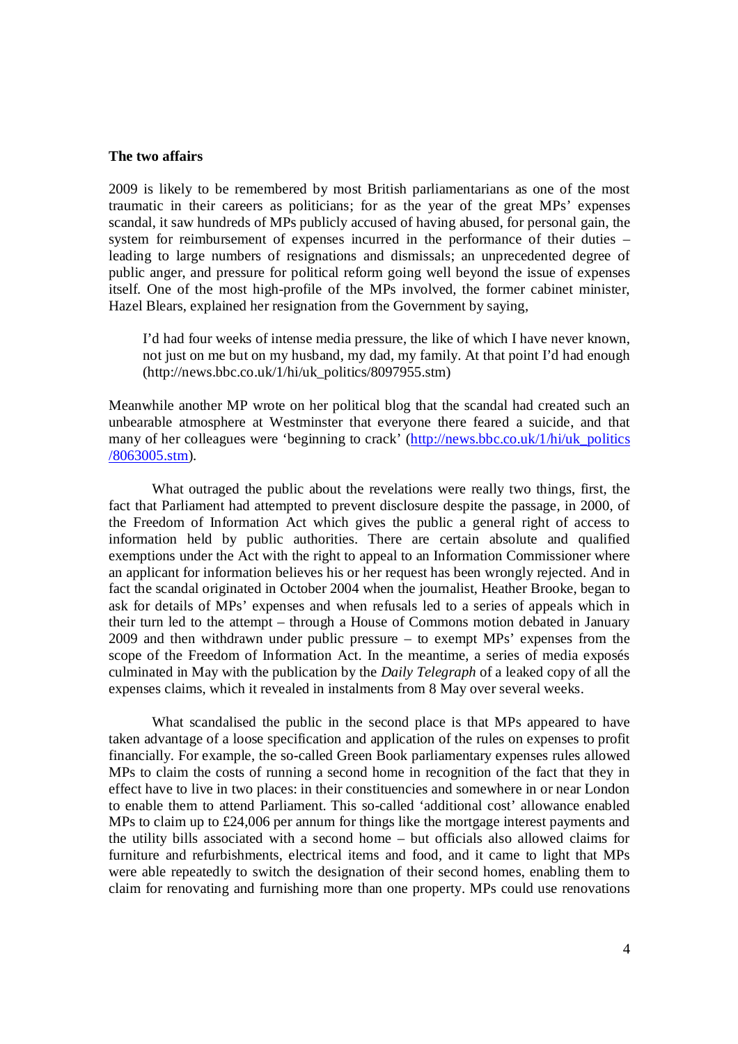**The two affairs**

2009 is likely to be remembered by most British parliamentarians as one of the most traumatic in their careers as politicians; for as the year of the great MPs' expenses scandal, it saw hundreds of MPs publicly accused of having abused, for personal gain, the system for reimbursement of expenses incurred in the performance of their duties – leading to large numbers of resignations and dismissals; an unprecedented degree of public anger, and pressure for political reform going well beyond the issue of expenses itself. One of the most high-profile of the MPs involved, the former cabinet minister, Hazel Blears, explained her resignation from the Government by saying,

> I'd had four weeks of intense media pressure, the like of which I have never known, not just on me but on my husband, my dad, my family. At that point I'd had enough (http://news.bbc.co.uk/1/hi/uk_politics/8097955.stm)

Meanwhile another MP wrote on her political blog that the scandal had created such an unbearable atmosphere at Westminster that everyone there feared a suicide, and that many of her colleagues were 'beginning to crack' (http://news.bbc.co.uk/1/hi/uk_politics/8063005.stm).

What outraged the public about the revelations were really two things, first, the fact that Parliament had attempted to prevent disclosure despite the passage, in 2000, of the Freedom of Information Act which gives the public a general right of access to information held by public authorities. There are certain absolute and qualified exemptions under the Act with the right to appeal to an Information Commissioner where an applicant for information believes his or her request has been wrongly rejected. And in fact the scandal originated in October 2004 when the journalist, Heather Brooke, began to ask for details of MPs' expenses and when refusals led to a series of appeals which in their turn led to the attempt – through a House of Commons motion debated in January 2009 and then withdrawn under public pressure – to exempt MPs' expenses from the scope of the Freedom of Information Act. In the meantime, a series of media exposés culminated in May with the publication by the *Daily Telegraph* of a leaked copy of all the expenses claims, which it revealed in instalments from 8 May over several weeks.

What scandalised the public in the second place is that MPs appeared to have taken advantage of a loose specification and application of the rules on expenses to profit financially. For example, the so-called Green Book parliamentary expenses rules allowed MPs to claim the costs of running a second home in recognition of the fact that they in effect have to live in two places: in their constituencies and somewhere in or near London to enable them to attend Parliament. This so-called 'additional cost' allowance enabled MPs to claim up to £24,006 per annum for things like the mortgage interest payments and the utility bills associated with a second home – but officials also allowed claims for furniture and refurbishments, electrical items and food, and it came to light that MPs were able repeatedly to switch the designation of their second homes, enabling them to claim for renovating and furnishing more than one property. MPs could use renovations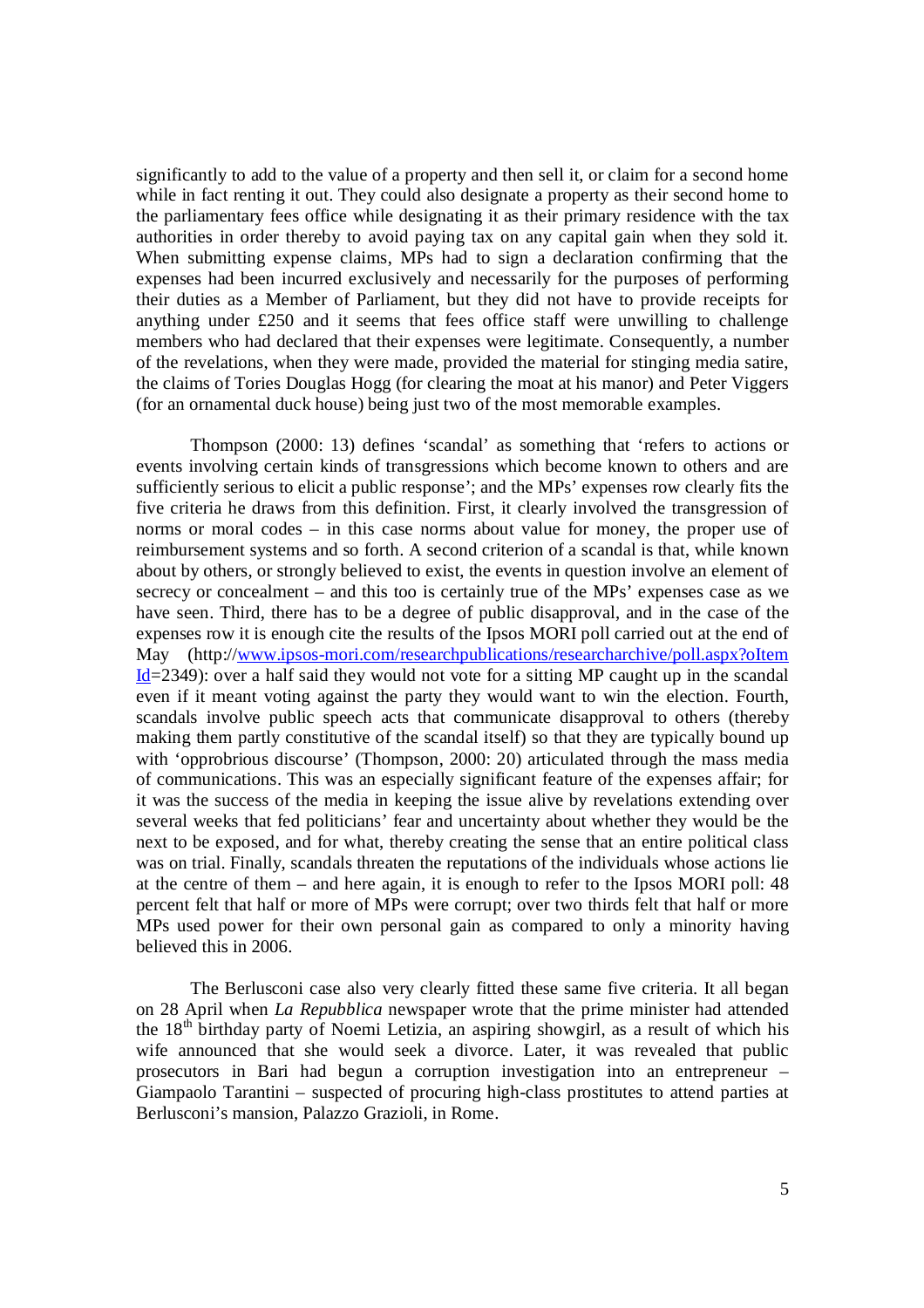significantly to add to the value of a property and then sell it, or claim for a second home while in fact renting it out. They could also designate a property as their second home to the parliamentary fees office while designating it as their primary residence with the tax authorities in order thereby to avoid paying tax on any capital gain when they sold it. When submitting expense claims, MPs had to sign a declaration confirming that the expenses had been incurred exclusively and necessarily for the purposes of performing their duties as a Member of Parliament, but they did not have to provide receipts for anything under £250 and it seems that fees office staff were unwilling to challenge members who had declared that their expenses were legitimate. Consequently, a number of the revelations, when they were made, provided the material for stinging media satire, the claims of Tories Douglas Hogg (for clearing the moat at his manor) and Peter Viggers (for an ornamental duck house) being just two of the most memorable examples.

Thompson (2000: 13) defines 'scandal' as something that 'refers to actions or events involving certain kinds of transgressions which become known to others and are sufficiently serious to elicit a public response'; and the MPs' expenses row clearly fits the five criteria he draws from this definition. First, it clearly involved the transgression of norms or moral codes – in this case norms about value for money, the proper use of reimbursement systems and so forth. A second criterion of a scandal is that, while known about by others, or strongly believed to exist, the events in question involve an element of secrecy or concealment – and this too is certainly true of the MPs' expenses case as we have seen. Third, there has to be a degree of public disapproval, and in the case of the expenses row it is enough cite the results of the Ipsos MORI poll carried out at the end of May (http://www.ipsos-mori.com/researchpublications/researcharchive/poll.aspx?oItemId=2349): over a half said they would not vote for a sitting MP caught up in the scandal even if it meant voting against the party they would want to win the election. Fourth, scandals involve public speech acts that communicate disapproval to others (thereby making them partly constitutive of the scandal itself) so that they are typically bound up with 'opprobrious discourse' (Thompson, 2000: 20) articulated through the mass media of communications. This was an especially significant feature of the expenses affair; for it was the success of the media in keeping the issue alive by revelations extending over several weeks that fed politicians' fear and uncertainty about whether they would be the next to be exposed, and for what, thereby creating the sense that an entire political class was on trial. Finally, scandals threaten the reputations of the individuals whose actions lie at the centre of them – and here again, it is enough to refer to the Ipsos MORI poll: 48 percent felt that half or more of MPs were corrupt; over two thirds felt that half or more MPs used power for their own personal gain as compared to only a minority having believed this in 2006.

The Berlusconi case also very clearly fitted these same five criteria. It all began on 28 April when *La Repubblica* newspaper wrote that the prime minister had attended the 18th birthday party of Noemi Letizia, an aspiring showgirl, as a result of which his wife announced that she would seek a divorce. Later, it was revealed that public prosecutors in Bari had begun a corruption investigation into an entrepreneur – Giampaolo Tarantini – suspected of procuring high-class prostitutes to attend parties at Berlusconi's mansion, Palazzo Grazioli, in Rome.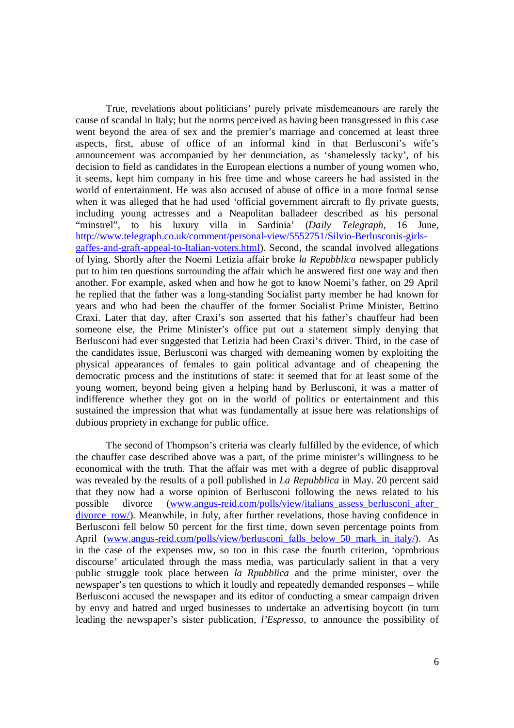True, revelations about politicians' purely private misdemeanours are rarely the cause of scandal in Italy; but the norms perceived as having been transgressed in this case went beyond the area of sex and the premier's marriage and concerned at least three aspects, first, abuse of office of an informal kind in that Berlusconi's wife's announcement was accompanied by her denunciation, as 'shamelessly tacky', of his decision to field as candidates in the European elections a number of young women who, it seems, kept him company in his free time and whose careers he had assisted in the world of entertainment. He was also accused of abuse of office in a more formal sense when it was alleged that he had used 'official government aircraft to fly private guests, including young actresses and a Neapolitan balladeer described as his personal "minstrel", to his luxury villa in Sardinia' (*Daily Telegraph*, 16 June, [http://www.telegraph.co.uk/comment/personal-view/5552751/Silvio-Berlusconis-girls-gaffes-and-graft-appeal-to-Italian-voters.html](http://www.telegraph.co.uk/comment/personal-view/5552751/Silvio-Berlusconis-girls-gaffes-and-graft-appeal-to-Italian-voters.html)). Second, the scandal involved allegations of lying. Shortly after the Noemi Letizia affair broke *la Repubblica* newspaper publicly put to him ten questions surrounding the affair which he answered first one way and then another. For example, asked when and how he got to know Noemi's father, on 29 April he replied that the father was a long-standing Socialist party member he had known for years and who had been the chauffer of the former Socialist Prime Minister, Bettino Craxi. Later that day, after Craxi's son asserted that his father's chauffeur had been someone else, the Prime Minister's office put out a statement simply denying that Berlusconi had ever suggested that Letizia had been Craxi's driver. Third, in the case of the candidates issue, Berlusconi was charged with demeaning women by exploiting the physical appearances of females to gain political advantage and of cheapening the democratic process and the institutions of state: it seemed that for at least some of the young women, beyond being given a helping hand by Berlusconi, it was a matter of indifference whether they got on in the world of politics or entertainment and this sustained the impression that what was fundamentally at issue here was relationships of dubious propriety in exchange for public office.

The second of Thompson's criteria was clearly fulfilled by the evidence, of which the chauffer case described above was a part, of the prime minister's willingness to be economical with the truth. That the affair was met with a degree of public disapproval was revealed by the results of a poll published in *La Repubblica* in May. 20 percent said that they now had a worse opinion of Berlusconi following the news related to his possible divorce ([www.angus-reid.com/polls/view/italians_assess_berlusconi_after_divorce_row/](www.angus-reid.com/polls/view/italians_assess_berlusconi_after_divorce_row/)). Meanwhile, in July, after further revelations, those having confidence in Berlusconi fell below 50 percent for the first time, down seven percentage points from April ([www.angus-reid.com/polls/view/berlusconi_falls_below_50_mark_in_italy/](www.angus-reid.com/polls/view/berlusconi_falls_below_50_mark_in_italy/)). As in the case of the expenses row, so too in this case the fourth criterion, 'oprobrious discourse' articulated through the mass media, was particularly salient in that a very public struggle took place between *la Rpubblica* and the prime minister, over the newspaper's ten questions to which it loudly and repeatedly demanded responses – while Berlusconi accused the newspaper and its editor of conducting a smear campaign driven by envy and hatred and urged businesses to undertake an advertising boycott (in turn leading the newspaper's sister publication, *l'Espresso*, to announce the possibility of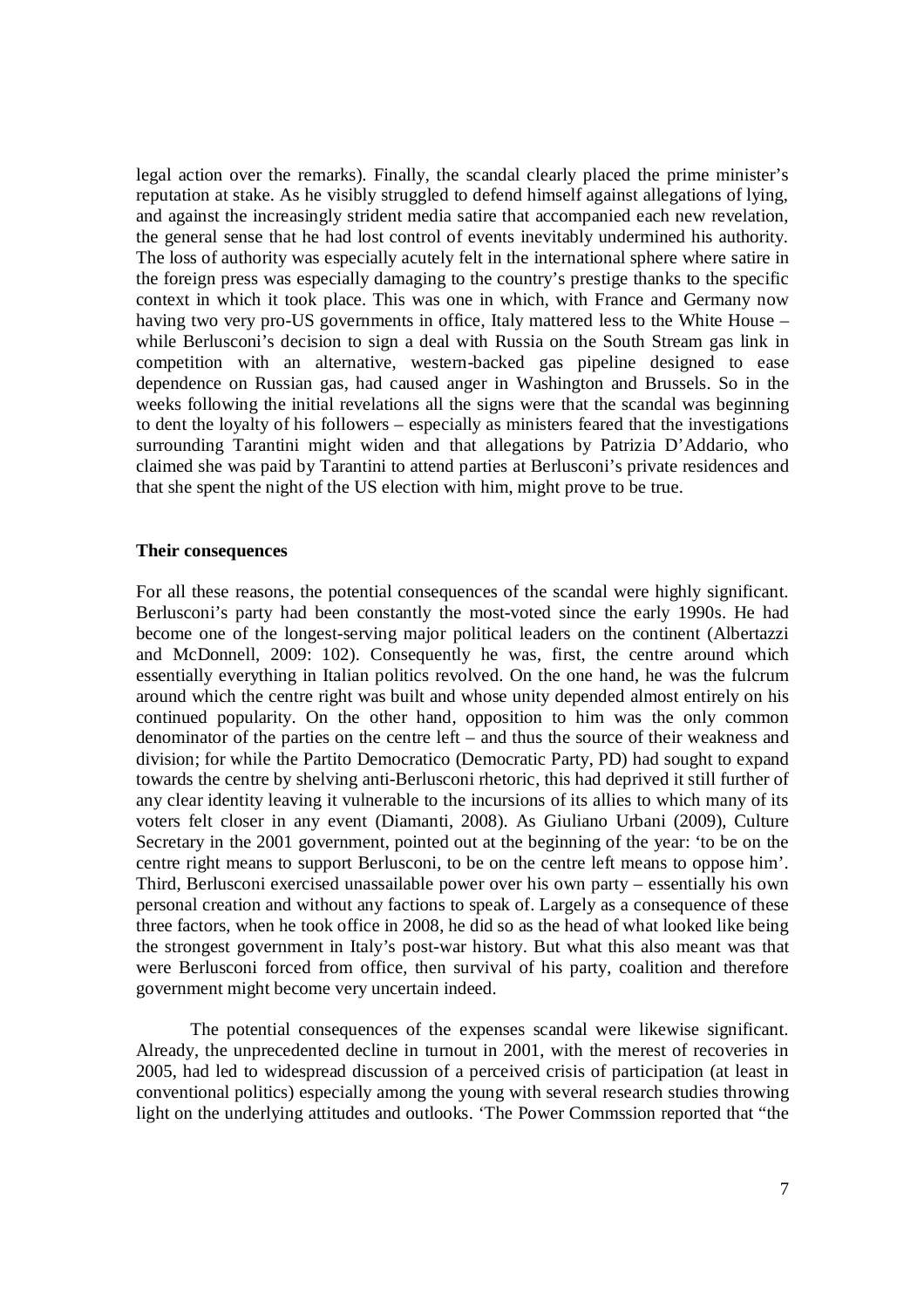legal action over the remarks). Finally, the scandal clearly placed the prime minister's reputation at stake. As he visibly struggled to defend himself against allegations of lying, and against the increasingly strident media satire that accompanied each new revelation, the general sense that he had lost control of events inevitably undermined his authority. The loss of authority was especially acutely felt in the international sphere where satire in the foreign press was especially damaging to the country's prestige thanks to the specific context in which it took place. This was one in which, with France and Germany now having two very pro-US governments in office, Italy mattered less to the White House – while Berlusconi's decision to sign a deal with Russia on the South Stream gas link in competition with an alternative, western-backed gas pipeline designed to ease dependence on Russian gas, had caused anger in Washington and Brussels. So in the weeks following the initial revelations all the signs were that the scandal was beginning to dent the loyalty of his followers – especially as ministers feared that the investigations surrounding Tarantini might widen and that allegations by Patrizia D'Addario, who claimed she was paid by Tarantini to attend parties at Berlusconi's private residences and that she spent the night of the US election with him, might prove to be true.

**Their consequences**

For all these reasons, the potential consequences of the scandal were highly significant. Berlusconi's party had been constantly the most-voted since the early 1990s. He had become one of the longest-serving major political leaders on the continent (Albertazzi and McDonnell, 2009: 102). Consequently he was, first, the centre around which essentially everything in Italian politics revolved. On the one hand, he was the fulcrum around which the centre right was built and whose unity depended almost entirely on his continued popularity. On the other hand, opposition to him was the only common denominator of the parties on the centre left – and thus the source of their weakness and division; for while the Partito Democratico (Democratic Party, PD) had sought to expand towards the centre by shelving anti-Berlusconi rhetoric, this had deprived it still further of any clear identity leaving it vulnerable to the incursions of its allies to which many of its voters felt closer in any event (Diamanti, 2008). As Giuliano Urbani (2009), Culture Secretary in the 2001 government, pointed out at the beginning of the year: 'to be on the centre right means to support Berlusconi, to be on the centre left means to oppose him'. Third, Berlusconi exercised unassailable power over his own party – essentially his own personal creation and without any factions to speak of. Largely as a consequence of these three factors, when he took office in 2008, he did so as the head of what looked like being the strongest government in Italy's post-war history. But what this also meant was that were Berlusconi forced from office, then survival of his party, coalition and therefore government might become very uncertain indeed.

The potential consequences of the expenses scandal were likewise significant. Already, the unprecedented decline in turnout in 2001, with the merest of recoveries in 2005, had led to widespread discussion of a perceived crisis of participation (at least in conventional politics) especially among the young with several research studies throwing light on the underlying attitudes and outlooks. 'The Power Commssion reported that "the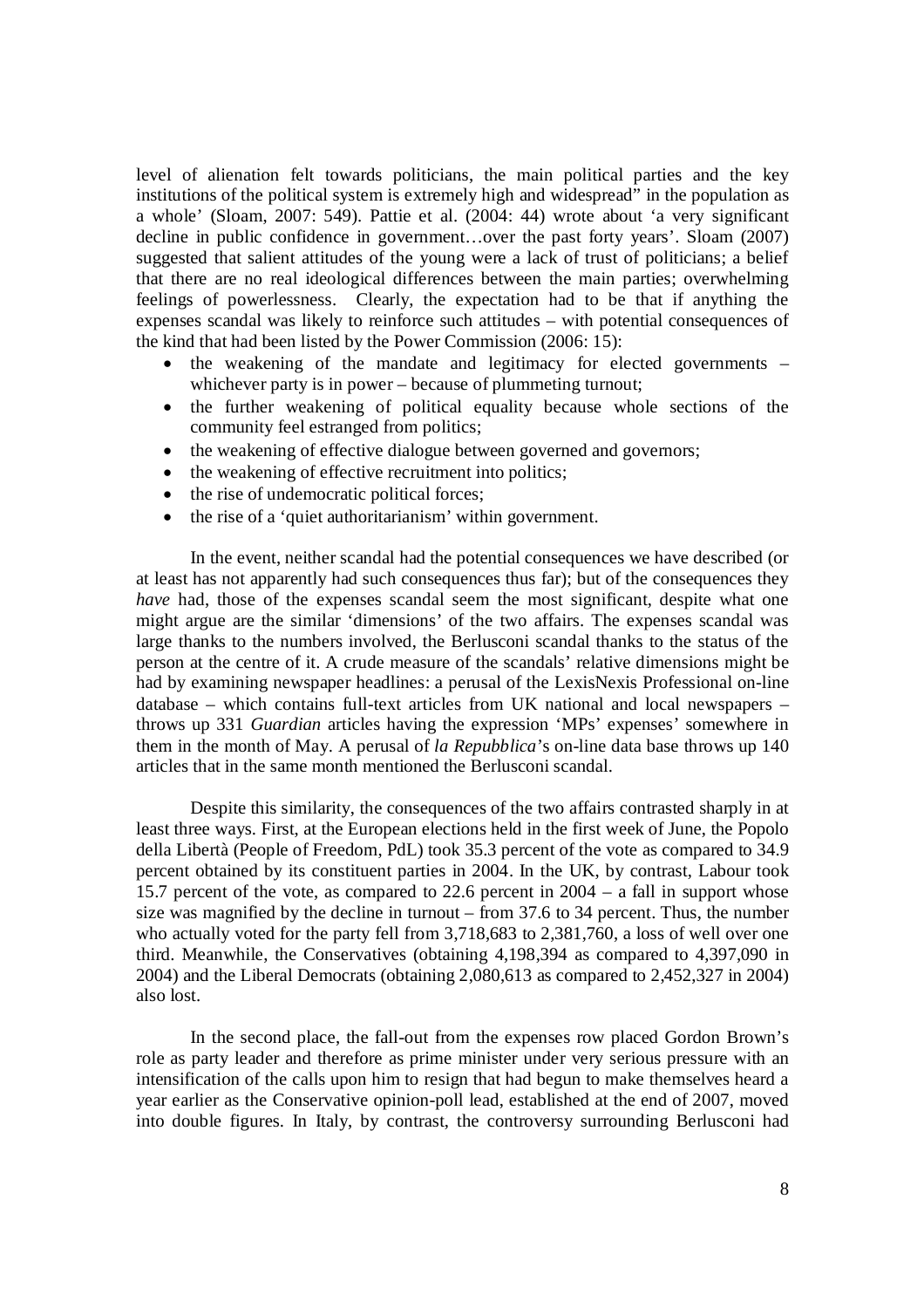level of alienation felt towards politicians, the main political parties and the key institutions of the political system is extremely high and widespread" in the population as a whole' (Sloam, 2007: 549). Pattie et al. (2004: 44) wrote about 'a very significant decline in public confidence in government…over the past forty years'. Sloam (2007) suggested that salient attitudes of the young were a lack of trust of politicians; a belief that there are no real ideological differences between the main parties; overwhelming feelings of powerlessness. Clearly, the expectation had to be that if anything the expenses scandal was likely to reinforce such attitudes – with potential consequences of the kind that had been listed by the Power Commission (2006: 15):

- the weakening of the mandate and legitimacy for elected governments – whichever party is in power – because of plummeting turnout;
- the further weakening of political equality because whole sections of the community feel estranged from politics;
- the weakening of effective dialogue between governed and governors;
- the weakening of effective recruitment into politics;
- the rise of undemocratic political forces;
- the rise of a 'quiet authoritarianism' within government.

In the event, neither scandal had the potential consequences we have described (or at least has not apparently had such consequences thus far); but of the consequences they *have* had, those of the expenses scandal seem the most significant, despite what one might argue are the similar 'dimensions' of the two affairs. The expenses scandal was large thanks to the numbers involved, the Berlusconi scandal thanks to the status of the person at the centre of it. A crude measure of the scandals' relative dimensions might be had by examining newspaper headlines: a perusal of the LexisNexis Professional on-line database – which contains full-text articles from UK national and local newspapers – throws up 331 *Guardian* articles having the expression 'MPs' expenses' somewhere in them in the month of May. A perusal of *la Repubblica*'s on-line data base throws up 140 articles that in the same month mentioned the Berlusconi scandal.

Despite this similarity, the consequences of the two affairs contrasted sharply in at least three ways. First, at the European elections held in the first week of June, the Popolo della Libertà (People of Freedom, PdL) took 35.3 percent of the vote as compared to 34.9 percent obtained by its constituent parties in 2004. In the UK, by contrast, Labour took 15.7 percent of the vote, as compared to 22.6 percent in 2004 – a fall in support whose size was magnified by the decline in turnout – from 37.6 to 34 percent. Thus, the number who actually voted for the party fell from 3,718,683 to 2,381,760, a loss of well over one third. Meanwhile, the Conservatives (obtaining 4,198,394 as compared to 4,397,090 in 2004) and the Liberal Democrats (obtaining 2,080,613 as compared to 2,452,327 in 2004) also lost.

In the second place, the fall-out from the expenses row placed Gordon Brown's role as party leader and therefore as prime minister under very serious pressure with an intensification of the calls upon him to resign that had begun to make themselves heard a year earlier as the Conservative opinion-poll lead, established at the end of 2007, moved into double figures. In Italy, by contrast, the controversy surrounding Berlusconi had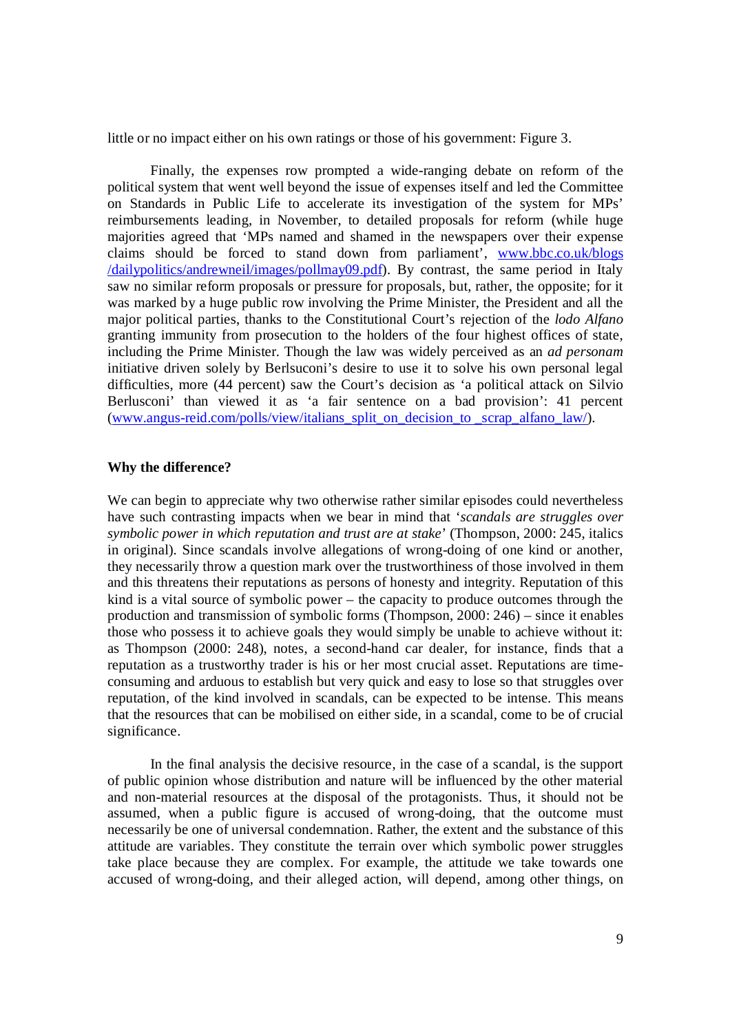little or no impact either on his own ratings or those of his government: Figure 3.

Finally, the expenses row prompted a wide-ranging debate on reform of the political system that went well beyond the issue of expenses itself and led the Committee on Standards in Public Life to accelerate its investigation of the system for MPs' reimbursements leading, in November, to detailed proposals for reform (while huge majorities agreed that 'MPs named and shamed in the newspapers over their expense claims should be forced to stand down from parliament', www.bbc.co.uk/blogs /dailypolitics/andrewneil/images/pollmay09.pdf). By contrast, the same period in Italy saw no similar reform proposals or pressure for proposals, but, rather, the opposite; for it was marked by a huge public row involving the Prime Minister, the President and all the major political parties, thanks to the Constitutional Court's rejection of the *lodo Alfano* granting immunity from prosecution to the holders of the four highest offices of state, including the Prime Minister. Though the law was widely perceived as an *ad personam* initiative driven solely by Berlsuconi's desire to use it to solve his own personal legal difficulties, more (44 percent) saw the Court's decision as 'a political attack on Silvio Berlusconi' than viewed it as 'a fair sentence on a bad provision': 41 percent (www.angus-reid.com/polls/view/italians_split_on_decision_to_scrap_alfano_law/).

**Why the difference?**

We can begin to appreciate why two otherwise rather similar episodes could nevertheless have such contrasting impacts when we bear in mind that '*scandals are struggles over symbolic power in which reputation and trust are at stake*' (Thompson, 2000: 245, italics in original). Since scandals involve allegations of wrong-doing of one kind or another, they necessarily throw a question mark over the trustworthiness of those involved in them and this threatens their reputations as persons of honesty and integrity. Reputation of this kind is a vital source of symbolic power – the capacity to produce outcomes through the production and transmission of symbolic forms (Thompson, 2000: 246) – since it enables those who possess it to achieve goals they would simply be unable to achieve without it: as Thompson (2000: 248), notes, a second-hand car dealer, for instance, finds that a reputation as a trustworthy trader is his or her most crucial asset. Reputations are time-consuming and arduous to establish but very quick and easy to lose so that struggles over reputation, of the kind involved in scandals, can be expected to be intense. This means that the resources that can be mobilised on either side, in a scandal, come to be of crucial significance.

In the final analysis the decisive resource, in the case of a scandal, is the support of public opinion whose distribution and nature will be influenced by the other material and non-material resources at the disposal of the protagonists. Thus, it should not be assumed, when a public figure is accused of wrong-doing, that the outcome must necessarily be one of universal condemnation. Rather, the extent and the substance of this attitude are variables. They constitute the terrain over which symbolic power struggles take place because they are complex. For example, the attitude we take towards one accused of wrong-doing, and their alleged action, will depend, among other things, on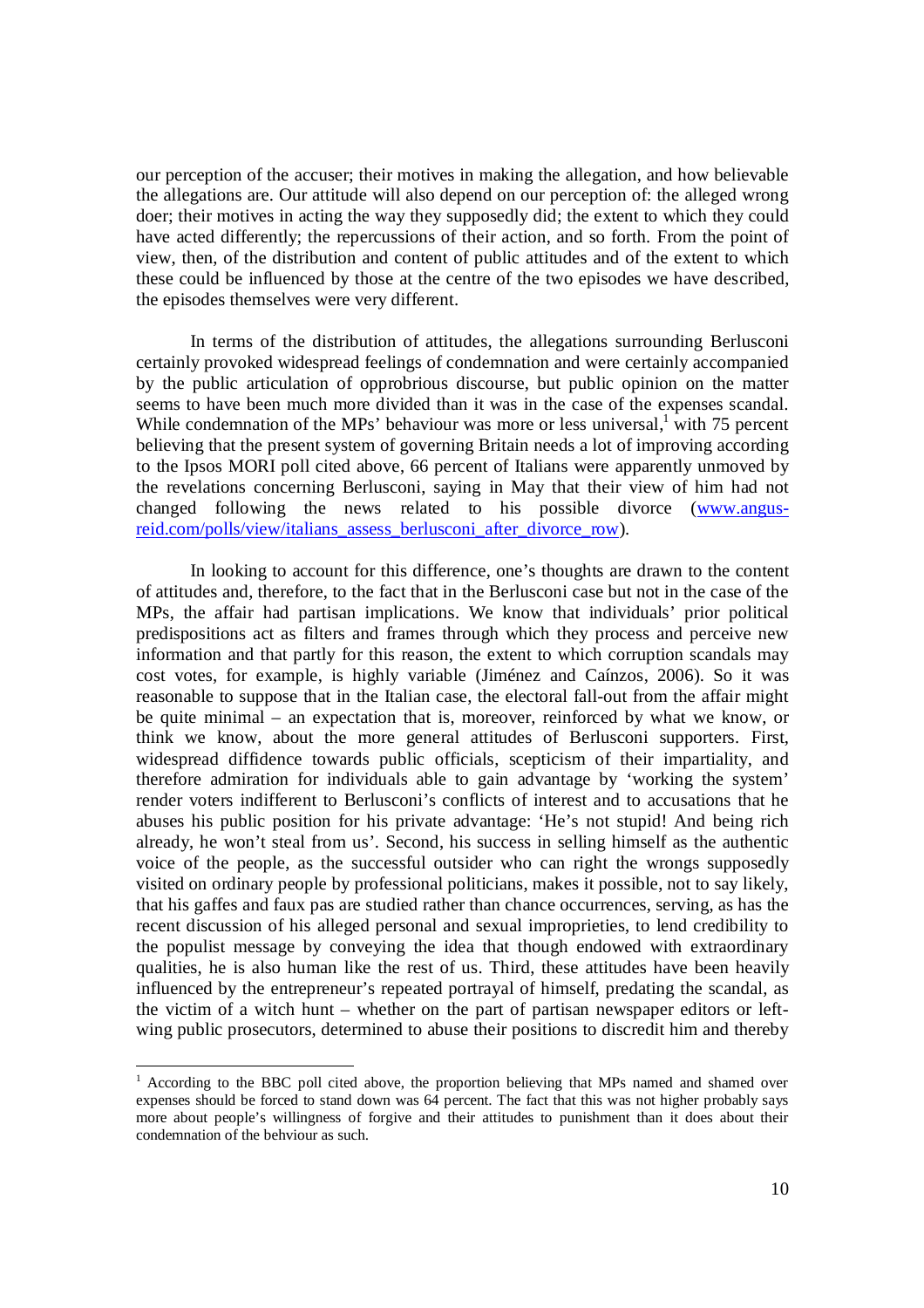our perception of the accuser; their motives in making the allegation, and how believable the allegations are. Our attitude will also depend on our perception of: the alleged wrong doer; their motives in acting the way they supposedly did; the extent to which they could have acted differently; the repercussions of their action, and so forth. From the point of view, then, of the distribution and content of public attitudes and of the extent to which these could be influenced by those at the centre of the two episodes we have described, the episodes themselves were very different.

In terms of the distribution of attitudes, the allegations surrounding Berlusconi certainly provoked widespread feelings of condemnation and were certainly accompanied by the public articulation of opprobrious discourse, but public opinion on the matter seems to have been much more divided than it was in the case of the expenses scandal. While condemnation of the MPs' behaviour was more or less universal,[1] with 75 percent believing that the present system of governing Britain needs a lot of improving according to the Ipsos MORI poll cited above, 66 percent of Italians were apparently unmoved by the revelations concerning Berlusconi, saying in May that their view of him had not changed following the news related to his possible divorce ([www.angus-reid.com/polls/view/italians_assess_berlusconi_after_divorce_row](www.angus-reid.com/polls/view/italians_assess_berlusconi_after_divorce_row)).

In looking to account for this difference, one's thoughts are drawn to the content of attitudes and, therefore, to the fact that in the Berlusconi case but not in the case of the MPs, the affair had partisan implications. We know that individuals' prior political predispositions act as filters and frames through which they process and perceive new information and that partly for this reason, the extent to which corruption scandals may cost votes, for example, is highly variable (Jiménez and Caínzos, 2006). So it was reasonable to suppose that in the Italian case, the electoral fall-out from the affair might be quite minimal – an expectation that is, moreover, reinforced by what we know, or think we know, about the more general attitudes of Berlusconi supporters. First, widespread diffidence towards public officials, scepticism of their impartiality, and therefore admiration for individuals able to gain advantage by 'working the system' render voters indifferent to Berlusconi's conflicts of interest and to accusations that he abuses his public position for his private advantage: 'He's not stupid! And being rich already, he won't steal from us'. Second, his success in selling himself as the authentic voice of the people, as the successful outsider who can right the wrongs supposedly visited on ordinary people by professional politicians, makes it possible, not to say likely, that his gaffes and faux pas are studied rather than chance occurrences, serving, as has the recent discussion of his alleged personal and sexual improprieties, to lend credibility to the populist message by conveying the idea that though endowed with extraordinary qualities, he is also human like the rest of us. Third, these attitudes have been heavily influenced by the entrepreneur's repeated portrayal of himself, predating the scandal, as the victim of a witch hunt – whether on the part of partisan newspaper editors or left-wing public prosecutors, determined to abuse their positions to discredit him and thereby

---

[1] According to the BBC poll cited above, the proportion believing that MPs named and shamed over expenses should be forced to stand down was 64 percent. The fact that this was not higher probably says more about people's willingness of forgive and their attitudes to punishment than it does about their condemnation of the behviour as such.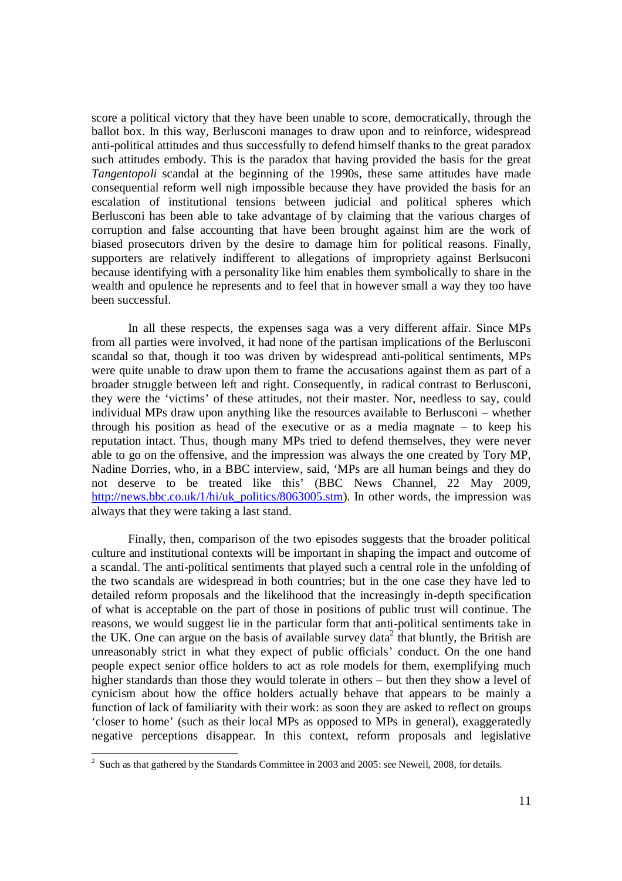score a political victory that they have been unable to score, democratically, through the ballot box. In this way, Berlusconi manages to draw upon and to reinforce, widespread anti-political attitudes and thus successfully to defend himself thanks to the great paradox such attitudes embody. This is the paradox that having provided the basis for the great *Tangentopoli* scandal at the beginning of the 1990s, these same attitudes have made consequential reform well nigh impossible because they have provided the basis for an escalation of institutional tensions between judicial and political spheres which Berlusconi has been able to take advantage of by claiming that the various charges of corruption and false accounting that have been brought against him are the work of biased prosecutors driven by the desire to damage him for political reasons. Finally, supporters are relatively indifferent to allegations of impropriety against Berlsuconi because identifying with a personality like him enables them symbolically to share in the wealth and opulence he represents and to feel that in however small a way they too have been successful.

In all these respects, the expenses saga was a very different affair. Since MPs from all parties were involved, it had none of the partisan implications of the Berlusconi scandal so that, though it too was driven by widespread anti-political sentiments, MPs were quite unable to draw upon them to frame the accusations against them as part of a broader struggle between left and right. Consequently, in radical contrast to Berlusconi, they were the 'victims' of these attitudes, not their master. Nor, needless to say, could individual MPs draw upon anything like the resources available to Berlusconi – whether through his position as head of the executive or as a media magnate – to keep his reputation intact. Thus, though many MPs tried to defend themselves, they were never able to go on the offensive, and the impression was always the one created by Tory MP, Nadine Dorries, who, in a BBC interview, said, 'MPs are all human beings and they do not deserve to be treated like this' (BBC News Channel, 22 May 2009, http://news.bbc.co.uk/1/hi/uk_politics/8063005.stm). In other words, the impression was always that they were taking a last stand.

Finally, then, comparison of the two episodes suggests that the broader political culture and institutional contexts will be important in shaping the impact and outcome of a scandal. The anti-political sentiments that played such a central role in the unfolding of the two scandals are widespread in both countries; but in the one case they have led to detailed reform proposals and the likelihood that the increasingly in-depth specification of what is acceptable on the part of those in positions of public trust will continue. The reasons, we would suggest lie in the particular form that anti-political sentiments take in the UK. One can argue on the basis of available survey data[2] that bluntly, the British are unreasonably strict in what they expect of public officials' conduct. On the one hand people expect senior office holders to act as role models for them, exemplifying much higher standards than those they would tolerate in others – but then they show a level of cynicism about how the office holders actually behave that appears to be mainly a function of lack of familiarity with their work: as soon they are asked to reflect on groups 'closer to home' (such as their local MPs as opposed to MPs in general), exaggeratedly negative perceptions disappear. In this context, reform proposals and legislative

[2] Such as that gathered by the Standards Committee in 2003 and 2005: see Newell, 2008, for details.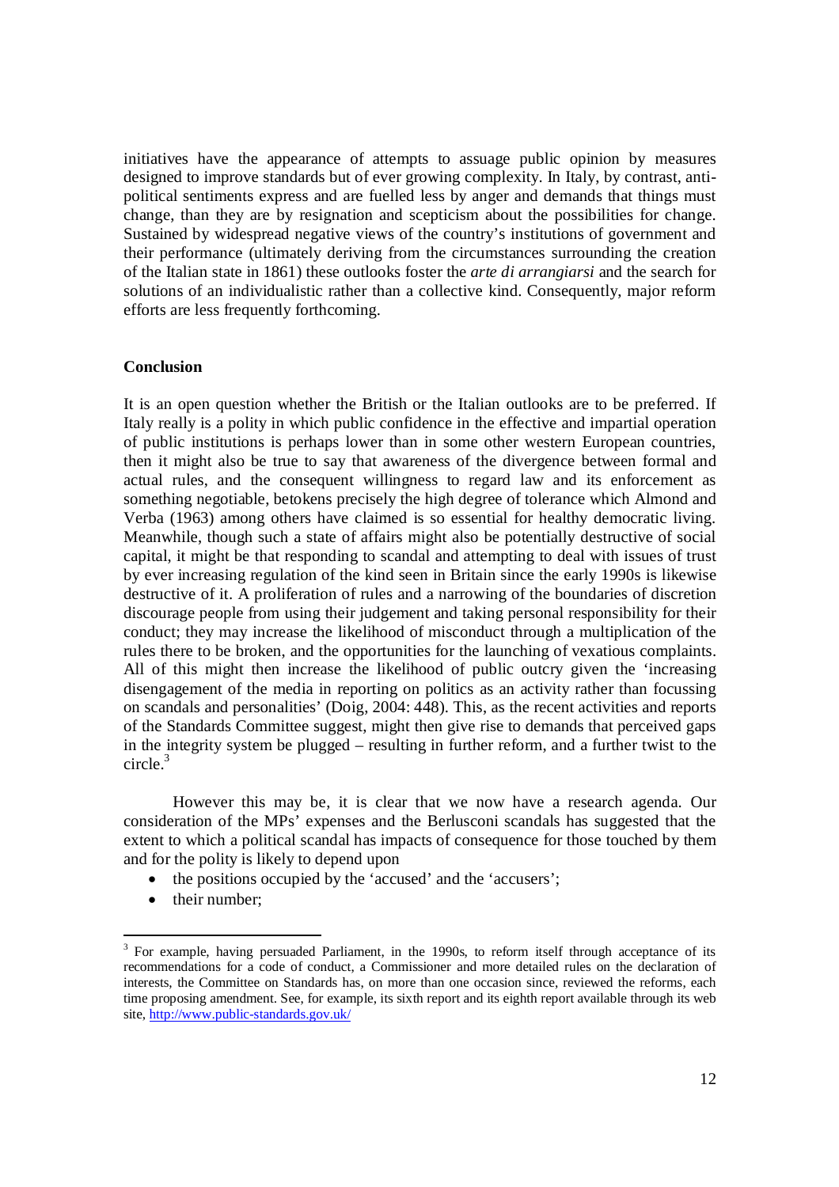initiatives have the appearance of attempts to assuage public opinion by measures designed to improve standards but of ever growing complexity. In Italy, by contrast, anti-political sentiments express and are fuelled less by anger and demands that things must change, than they are by resignation and scepticism about the possibilities for change. Sustained by widespread negative views of the country's institutions of government and their performance (ultimately deriving from the circumstances surrounding the creation of the Italian state in 1861) these outlooks foster the *arte di arrangiarsi* and the search for solutions of an individualistic rather than a collective kind. Consequently, major reform efforts are less frequently forthcoming.

## Conclusion

It is an open question whether the British or the Italian outlooks are to be preferred. If Italy really is a polity in which public confidence in the effective and impartial operation of public institutions is perhaps lower than in some other western European countries, then it might also be true to say that awareness of the divergence between formal and actual rules, and the consequent willingness to regard law and its enforcement as something negotiable, betokens precisely the high degree of tolerance which Almond and Verba (1963) among others have claimed is so essential for healthy democratic living. Meanwhile, though such a state of affairs might also be potentially destructive of social capital, it might be that responding to scandal and attempting to deal with issues of trust by ever increasing regulation of the kind seen in Britain since the early 1990s is likewise destructive of it. A proliferation of rules and a narrowing of the boundaries of discretion discourage people from using their judgement and taking personal responsibility for their conduct; they may increase the likelihood of misconduct through a multiplication of the rules there to be broken, and the opportunities for the launching of vexatious complaints. All of this might then increase the likelihood of public outcry given the 'increasing disengagement of the media in reporting on politics as an activity rather than focussing on scandals and personalities' (Doig, 2004: 448). This, as the recent activities and reports of the Standards Committee suggest, might then give rise to demands that perceived gaps in the integrity system be plugged – resulting in further reform, and a further twist to the circle.[3]

However this may be, it is clear that we now have a research agenda. Our consideration of the MPs' expenses and the Berlusconi scandals has suggested that the extent to which a political scandal has impacts of consequence for those touched by them and for the polity is likely to depend upon

- the positions occupied by the 'accused' and the 'accusers';
- their number;

[3] For example, having persuaded Parliament, in the 1990s, to reform itself through acceptance of its recommendations for a code of conduct, a Commissioner and more detailed rules on the declaration of interests, the Committee on Standards has, on more than one occasion since, reviewed the reforms, each time proposing amendment. See, for example, its sixth report and its eighth report available through its web site, http://www.public-standards.gov.uk/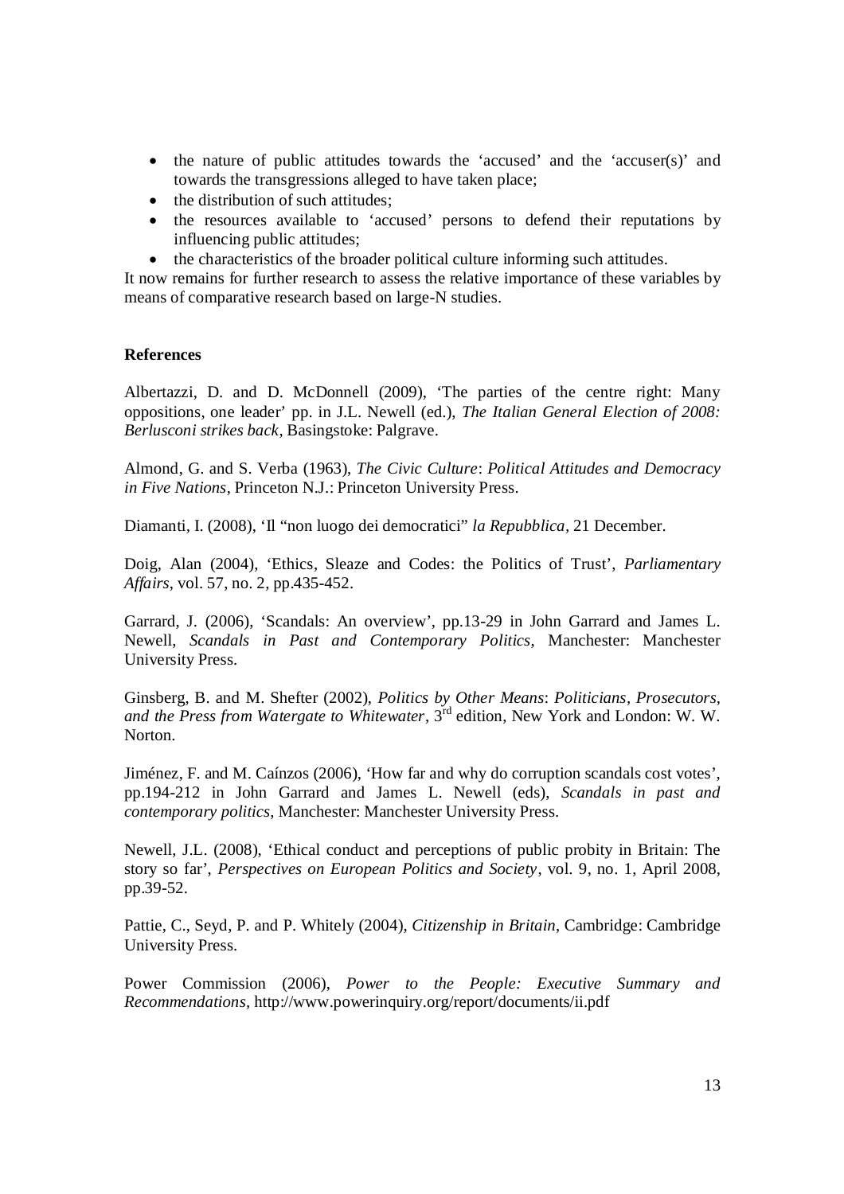- the nature of public attitudes towards the 'accused' and the 'accuser(s)' and towards the transgressions alleged to have taken place;
- the distribution of such attitudes;
- the resources available to 'accused' persons to defend their reputations by influencing public attitudes;
- the characteristics of the broader political culture informing such attitudes.

It now remains for further research to assess the relative importance of these variables by means of comparative research based on large-N studies.

**References**

Albertazzi, D. and D. McDonnell (2009), 'The parties of the centre right: Many oppositions, one leader' pp. in J.L. Newell (ed.), *The Italian General Election of 2008: Berlusconi strikes back*, Basingstoke: Palgrave.

Almond, G. and S. Verba (1963), *The Civic Culture*: *Political Attitudes and Democracy in Five Nations*, Princeton N.J.: Princeton University Press.

Diamanti, I. (2008), 'Il "non luogo dei democratici" *la Repubblica*, 21 December.

Doig, Alan (2004), 'Ethics, Sleaze and Codes: the Politics of Trust', *Parliamentary Affairs*, vol. 57, no. 2, pp.435-452.

Garrard, J. (2006), 'Scandals: An overview', pp.13-29 in John Garrard and James L. Newell, *Scandals in Past and Contemporary Politics*, Manchester: Manchester University Press.

Ginsberg, B. and M. Shefter (2002), *Politics by Other Means*: *Politicians, Prosecutors, and the Press from Watergate to Whitewater*, 3rd edition, New York and London: W. W. Norton.

Jiménez, F. and M. Caínzos (2006), 'How far and why do corruption scandals cost votes', pp.194-212 in John Garrard and James L. Newell (eds), *Scandals in past and contemporary politics*, Manchester: Manchester University Press.

Newell, J.L. (2008), 'Ethical conduct and perceptions of public probity in Britain: The story so far', *Perspectives on European Politics and Society*, vol. 9, no. 1, April 2008, pp.39-52.

Pattie, C., Seyd, P. and P. Whitely (2004), *Citizenship in Britain*, Cambridge: Cambridge University Press.

Power Commission (2006), *Power to the People: Executive Summary and Recommendations*, http://www.powerinquiry.org/report/documents/ii.pdf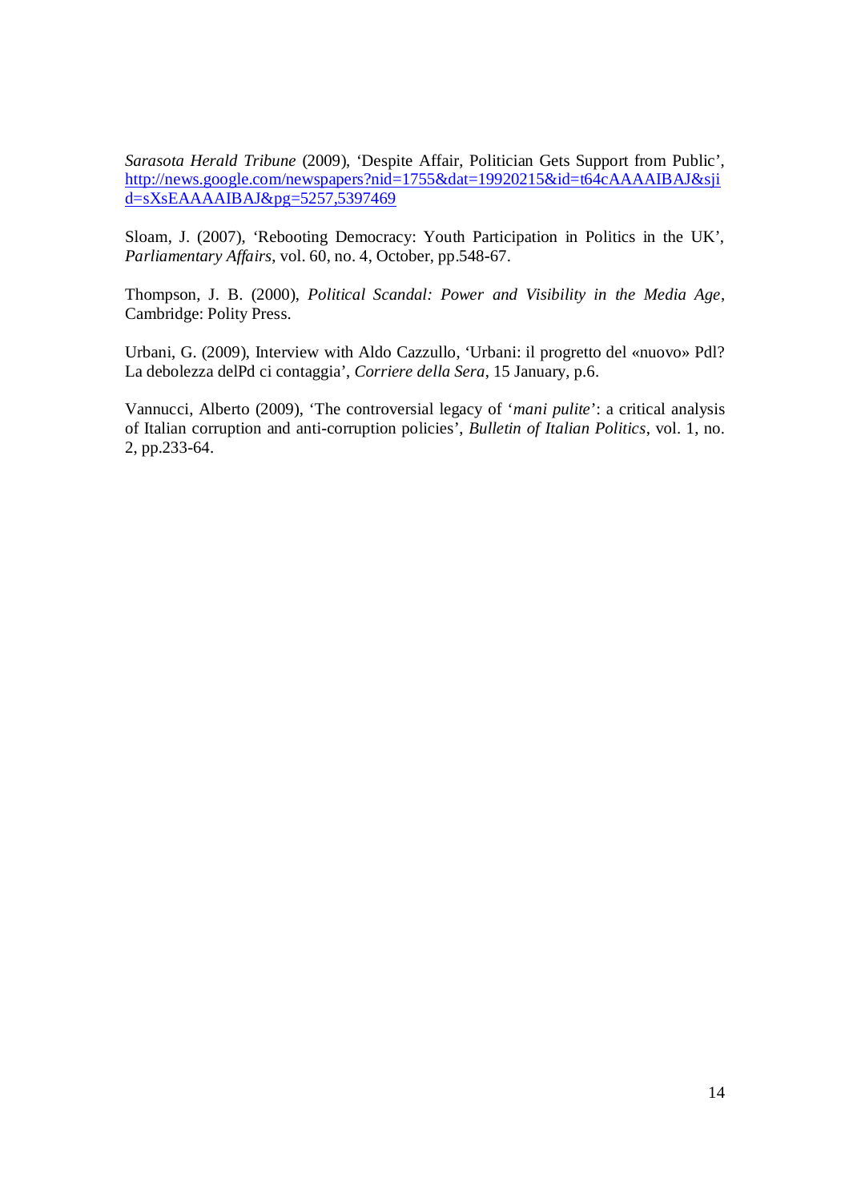*Sarasota Herald Tribune* (2009), 'Despite Affair, Politician Gets Support from Public', http://news.google.com/newspapers?nid=1755&dat=19920215&id=t64cAAAAIBAJ&sjid=sXsEAAAAIBAJ&pg=5257,5397469

Sloam, J. (2007), 'Rebooting Democracy: Youth Participation in Politics in the UK', *Parliamentary Affairs*, vol. 60, no. 4, October, pp.548-67.

Thompson, J. B. (2000), *Political Scandal: Power and Visibility in the Media Age*, Cambridge: Polity Press.

Urbani, G. (2009), Interview with Aldo Cazzullo, 'Urbani: il progretto del «nuovo» Pdl? La debolezza delPd ci contaggia', *Corriere della Sera*, 15 January, p.6.

Vannucci, Alberto (2009), 'The controversial legacy of '*mani pulite*': a critical analysis of Italian corruption and anti-corruption policies', *Bulletin of Italian Politics*, vol. 1, no. 2, pp.233-64.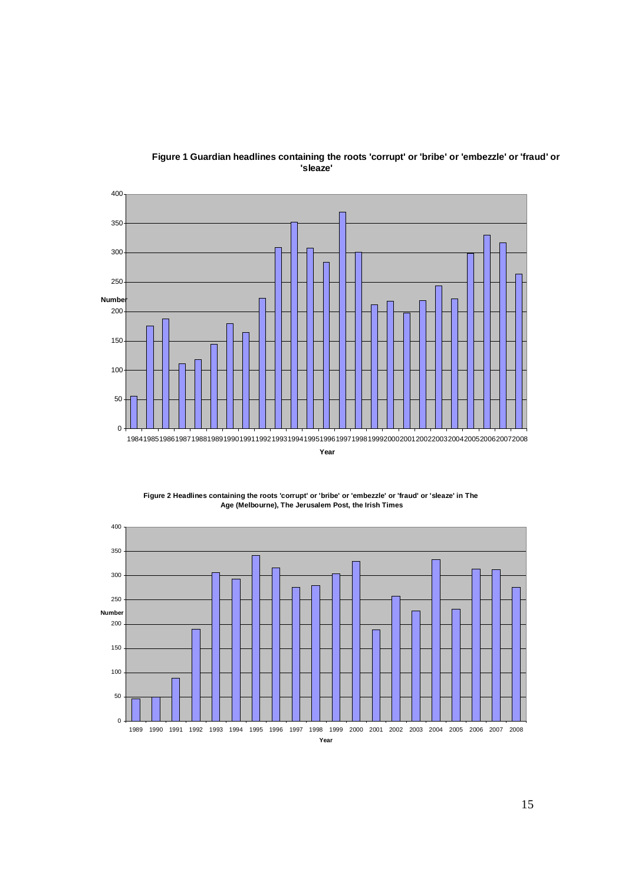**Figure 1 Guardian headlines containing the roots 'corrupt' or 'bribe' or 'embezzle' or 'fraud' or 'sleaze'**

**Figure 2 Headlines containing the roots 'corrupt' or 'bribe' or 'embezzle' or 'fraud' or 'sleaze' in The Age (Melbourne), The Jerusalem Post, the Irish Times**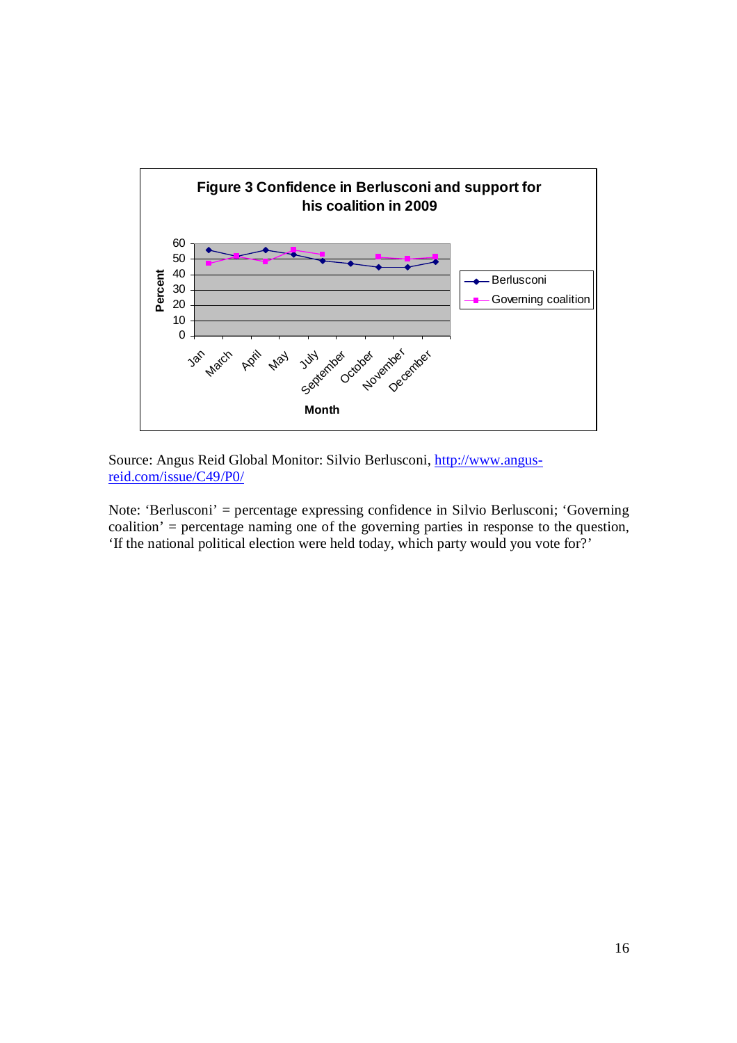**Figure 3 Confidence in Berlusconi and support for his coalition in 2009**

Percent

60
50
40
30
20
10
0

Jan
March
April
May
July
September
October
November
December

Month

Berlusconi
Governing coalition

Source: Angus Reid Global Monitor: Silvio Berlusconi, [http://www.angus-reid.com/issue/C49/P0/](http://www.angus-reid.com/issue/C49/P0/)

Note: 'Berlusconi' = percentage expressing confidence in Silvio Berlusconi; 'Governing coalition' = percentage naming one of the governing parties in response to the question, 'If the national political election were held today, which party would you vote for?'